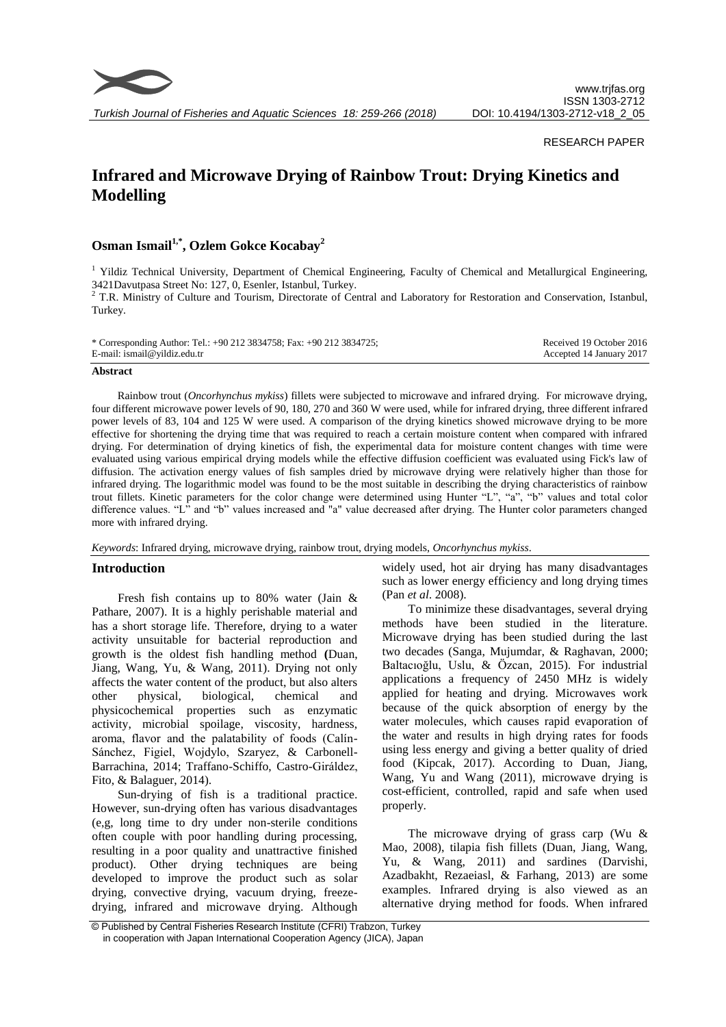RESEARCH PAPER

# Infrared and Microwave Drying of Rainbow Trout: Drying Kinetics and Modelling

## Osman Ismail[1,*], Ozlem Gokce Kocabay[2]

[1] Yildiz Technical University, Department of Chemical Engineering, Faculty of Chemical and Metallurgical Engineering, 3421Davutpasa Street No: 127, 0, Esenler, Istanbul, Turkey.

[2] T.R. Ministry of Culture and Tourism, Directorate of Central and Laboratory for Restoration and Conservation, Istanbul, Turkey.

\* Corresponding Author: Tel.: +90 212 3834758; Fax: +90 212 3834725; E-mail: ismail@yildiz.edu.tr

Received 19 October 2016
Accepted 14 January 2017

**Abstract**

Rainbow trout (*Oncorhynchus mykiss*) fillets were subjected to microwave and infrared drying. For microwave drying, four different microwave power levels of 90, 180, 270 and 360 W were used, while for infrared drying, three different infrared power levels of 83, 104 and 125 W were used. A comparison of the drying kinetics showed microwave drying to be more effective for shortening the drying time that was required to reach a certain moisture content when compared with infrared drying. For determination of drying kinetics of fish, the experimental data for moisture content changes with time were evaluated using various empirical drying models while the effective diffusion coefficient was evaluated using Fick's law of diffusion. The activation energy values of fish samples dried by microwave drying were relatively higher than those for infrared drying. The logarithmic model was found to be the most suitable in describing the drying characteristics of rainbow trout fillets. Kinetic parameters for the color change were determined using Hunter "L", "a", "b" values and total color difference values. "L" and "b" values increased and "a" value decreased after drying. The Hunter color parameters changed more with infrared drying.

*Keywords*: Infrared drying, microwave drying, rainbow trout, drying models, *Oncorhynchus mykiss*.

## Introduction

Fresh fish contains up to 80% water (Jain & Pathare, 2007). It is a highly perishable material and has a short storage life. Therefore, drying to a water activity unsuitable for bacterial reproduction and growth is the oldest fish handling method (Duan, Jiang, Wang, Yu, & Wang, 2011). Drying not only affects the water content of the product, but also alters other physical, biological, chemical and physicochemical properties such as enzymatic activity, microbial spoilage, viscosity, hardness, aroma, flavor and the palatability of foods (Calín-Sánchez, Figiel, Wojdylo, Szaryez, & Carbonell-Barrachina, 2014; Traffano-Schiffo, Castro-Giráldez, Fito, & Balaguer, 2014).

Sun-drying of fish is a traditional practice. However, sun-drying often has various disadvantages (e,g, long time to dry under non-sterile conditions often couple with poor handling during processing, resulting in a poor quality and unattractive finished product). Other drying techniques are being developed to improve the product such as solar drying, convective drying, vacuum drying, freeze-drying, infrared and microwave drying. Although widely used, hot air drying has many disadvantages such as lower energy efficiency and long drying times (Pan *et al*. 2008).

To minimize these disadvantages, several drying methods have been studied in the literature. Microwave drying has been studied during the last two decades (Sanga, Mujumdar, & Raghavan, 2000; Baltacıoğlu, Uslu, & Özcan, 2015). For industrial applications a frequency of 2450 MHz is widely applied for heating and drying. Microwaves work because of the quick absorption of energy by the water molecules, which causes rapid evaporation of the water and results in high drying rates for foods using less energy and giving a better quality of dried food (Kipcak, 2017). According to Duan, Jiang, Wang, Yu and Wang (2011), microwave drying is cost-efficient, controlled, rapid and safe when used properly.

The microwave drying of grass carp (Wu & Mao, 2008), tilapia fish fillets (Duan, Jiang, Wang, Yu, & Wang, 2011) and sardines (Darvishi, Azadbakht, Rezaeiasl, & Farhang, 2013) are some examples. Infrared drying is also viewed as an alternative drying method for foods. When infrared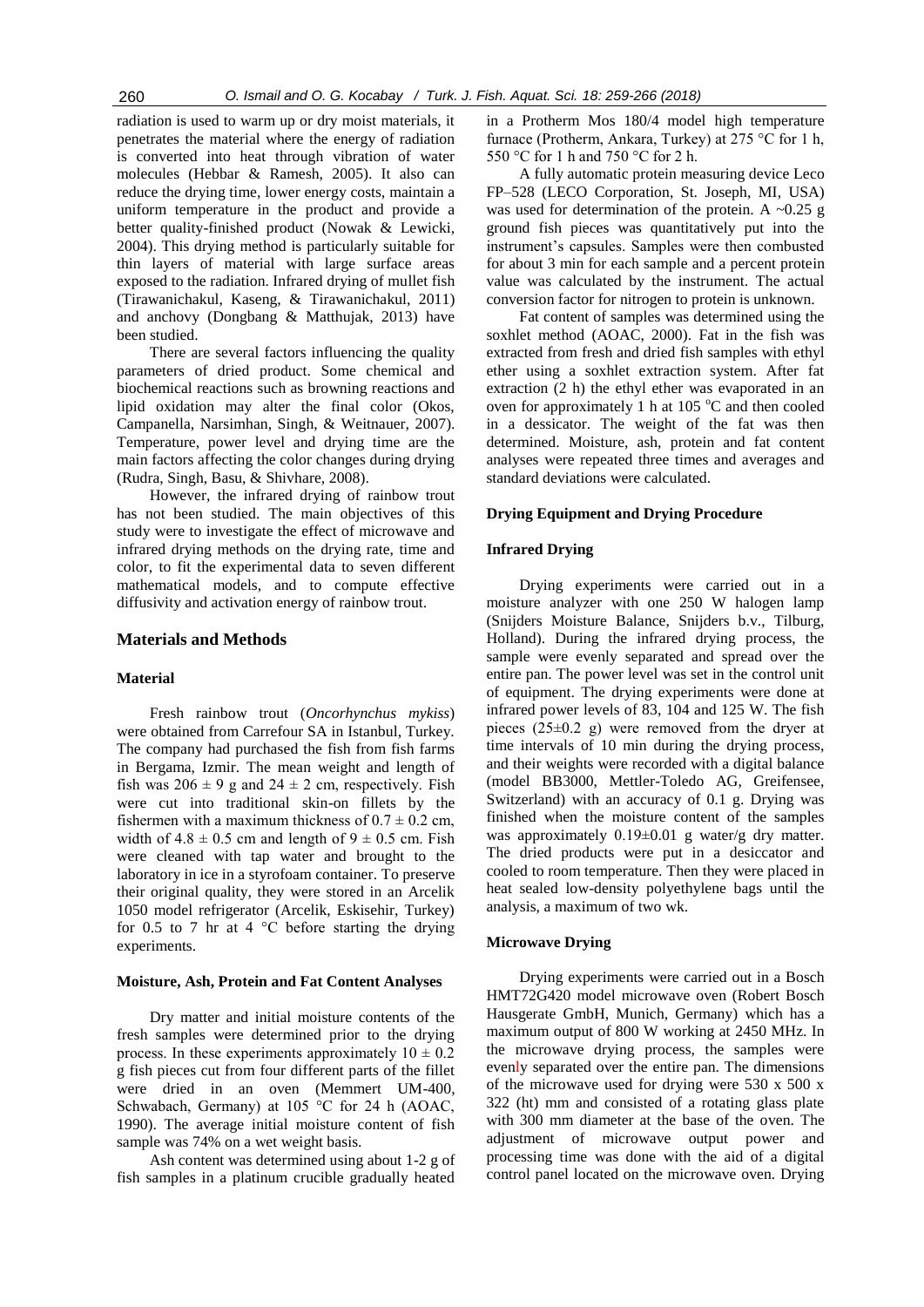radiation is used to warm up or dry moist materials, it penetrates the material where the energy of radiation is converted into heat through vibration of water molecules (Hebbar & Ramesh, 2005). It also can reduce the drying time, lower energy costs, maintain a uniform temperature in the product and provide a better quality-finished product (Nowak & Lewicki, 2004). This drying method is particularly suitable for thin layers of material with large surface areas exposed to the radiation. Infrared drying of mullet fish (Tirawanichakul, Kaseng, & Tirawanichakul, 2011) and anchovy (Dongbang & Matthujak, 2013) have been studied.

There are several factors influencing the quality parameters of dried product. Some chemical and biochemical reactions such as browning reactions and lipid oxidation may alter the final color (Okos, Campanella, Narsimhan, Singh, & Weitnauer, 2007). Temperature, power level and drying time are the main factors affecting the color changes during drying (Rudra, Singh, Basu, & Shivhare, 2008).

However, the infrared drying of rainbow trout has not been studied. The main objectives of this study were to investigate the effect of microwave and infrared drying methods on the drying rate, time and color, to fit the experimental data to seven different mathematical models, and to compute effective diffusivity and activation energy of rainbow trout.

## Materials and Methods

### Material

Fresh rainbow trout (*Oncorhynchus mykiss*) were obtained from Carrefour SA in Istanbul, Turkey. The company had purchased the fish from fish farms in Bergama, Izmir. The mean weight and length of fish was $206 \pm 9$ g and $24 \pm 2$ cm, respectively. Fish were cut into traditional skin-on fillets by the fishermen with a maximum thickness of $0.7 \pm 0.2$ cm, width of $4.8 \pm 0.5$ cm and length of $9 \pm 0.5$ cm. Fish were cleaned with tap water and brought to the laboratory in ice in a styrofoam container. To preserve their original quality, they were stored in an Arcelik 1050 model refrigerator (Arcelik, Eskisehir, Turkey) for 0.5 to 7 hr at 4 °C before starting the drying experiments.

### Moisture, Ash, Protein and Fat Content Analyses

Dry matter and initial moisture contents of the fresh samples were determined prior to the drying process. In these experiments approximately $10 \pm 0.2$ g fish pieces cut from four different parts of the fillet were dried in an oven (Memmert UM-400, Schwabach, Germany) at 105 °C for 24 h (AOAC, 1990). The average initial moisture content of fish sample was 74% on a wet weight basis.

Ash content was determined using about 1-2 g of fish samples in a platinum crucible gradually heated in a Protherm Mos 180/4 model high temperature furnace (Protherm, Ankara, Turkey) at 275 °C for 1 h, 550 °C for 1 h and 750 °C for 2 h.

A fully automatic protein measuring device Leco FP–528 (LECO Corporation, St. Joseph, MI, USA) was used for determination of the protein. A ~0.25 g ground fish pieces was quantitatively put into the instrument's capsules. Samples were then combusted for about 3 min for each sample and a percent protein value was calculated by the instrument. The actual conversion factor for nitrogen to protein is unknown.

Fat content of samples was determined using the soxhlet method (AOAC, 2000). Fat in the fish was extracted from fresh and dried fish samples with ethyl ether using a soxhlet extraction system. After fat extraction (2 h) the ethyl ether was evaporated in an oven for approximately 1 h at 105 °C and then cooled in a dessicator. The weight of the fat was then determined. Moisture, ash, protein and fat content analyses were repeated three times and averages and standard deviations were calculated.

### Drying Equipment and Drying Procedure

### Infrared Drying

Drying experiments were carried out in a moisture analyzer with one 250 W halogen lamp (Snijders Moisture Balance, Snijders b.v., Tilburg, Holland). During the infrared drying process, the sample were evenly separated and spread over the entire pan. The power level was set in the control unit of equipment. The drying experiments were done at infrared power levels of 83, 104 and 125 W. The fish pieces ($25\pm0.2$ g) were removed from the dryer at time intervals of 10 min during the drying process, and their weights were recorded with a digital balance (model BB3000, Mettler-Toledo AG, Greifensee, Switzerland) with an accuracy of 0.1 g. Drying was finished when the moisture content of the samples was approximately $0.19\pm0.01$ g water/g dry matter. The dried products were put in a desiccator and cooled to room temperature. Then they were placed in heat sealed low-density polyethylene bags until the analysis, a maximum of two wk.

### Microwave Drying

Drying experiments were carried out in a Bosch HMT72G420 model microwave oven (Robert Bosch Hausgerate GmbH, Munich, Germany) which has a maximum output of 800 W working at 2450 MHz. In the microwave drying process, the samples were evenly separated over the entire pan. The dimensions of the microwave used for drying were 530 x 500 x 322 (ht) mm and consisted of a rotating glass plate with 300 mm diameter at the base of the oven. The adjustment of microwave output power and processing time was done with the aid of a digital control panel located on the microwave oven. Drying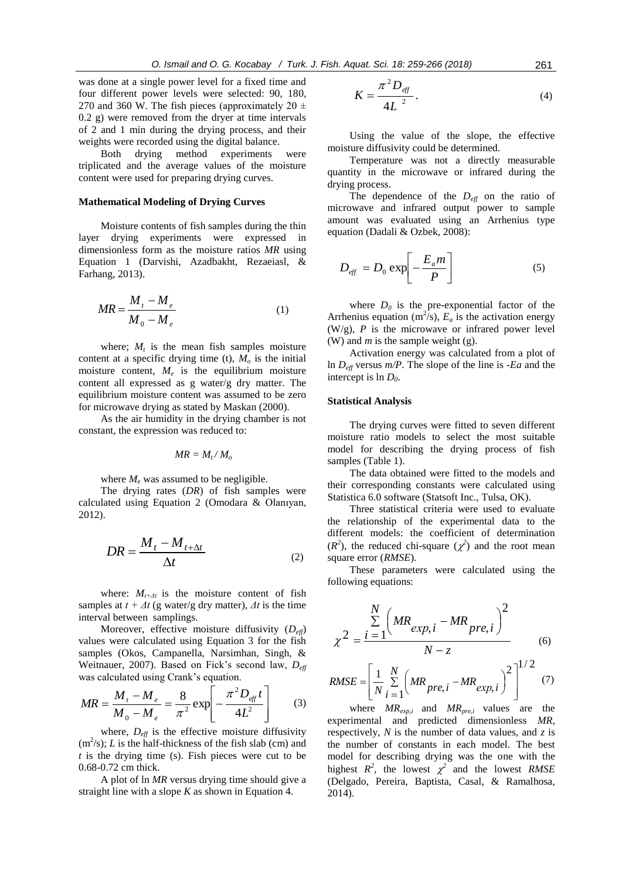was done at a single power level for a fixed time and four different power levels were selected: 90, 180, 270 and 360 W. The fish pieces (approximately 20 ± 0.2 g) were removed from the dryer at time intervals of 2 and 1 min during the drying process, and their weights were recorded using the digital balance.

Both drying method experiments were triplicated and the average values of the moisture content were used for preparing drying curves.

### Mathematical Modeling of Drying Curves

Moisture contents of fish samples during the thin layer drying experiments were expressed in dimensionless form as the moisture ratios *MR* using Equation 1 (Darvishi, Azadbakht, Rezaeiasl, & Farhang, 2013).

$$MR = \frac{M_t - M_e}{M_0 - M_e} \tag{1}$$

where; $M_t$ is the mean fish samples moisture content at a specific drying time (t), $M_o$ is the initial moisture content, $M_e$ is the equilibrium moisture content all expressed as g water/g dry matter. The equilibrium moisture content was assumed to be zero for microwave drying as stated by Maskan (2000).

As the air humidity in the drying chamber is not constant, the expression was reduced to:

$$MR = M_t / M_o$$

where $M_e$ was assumed to be negligible.

The drying rates (*DR*) of fish samples were calculated using Equation 2 (Omodara & Olanıyan, 2012).

$$DR = \frac{M_t - M_{t+\Delta t}}{\Delta t} \tag{2}$$

where: $M_{t+\Delta t}$ is the moisture content of fish samples at $t + \Delta t$ (g water/g dry matter), $\Delta t$ is the time interval between samplings.

Moreover, effective moisture diffusivity ($D_{eff}$) values were calculated using Equation 3 for the fish samples (Okos, Campanella, Narsimhan, Singh, & Weitnauer, 2007). Based on Fick's second law, $D_{eff}$ was calculated using Crank's equation.

$$MR = \frac{M_t - M_e}{M_0 - M_e} = \frac{8}{\pi^2} \exp\left[-\frac{\pi^2 D_{eff} t}{4L^2}\right] \tag{3}$$

where, $D_{eff}$ is the effective moisture diffusivity ($m^2/s$); *L* is the half-thickness of the fish slab (cm) and *t* is the drying time (s). Fish pieces were cut to be 0.68-0.72 cm thick.

A plot of ln *MR* versus drying time should give a straight line with a slope *K* as shown in Equation 4.

$$K = \frac{\pi^2 D_{eff}}{4L^2}. \tag{4}$$

Using the value of the slope, the effective moisture diffusivity could be determined.

Temperature was not a directly measurable quantity in the microwave or infrared during the drying process.

The dependence of the $D_{eff}$ on the ratio of microwave and infrared output power to sample amount was evaluated using an Arrhenius type equation (Dadali & Ozbek, 2008):

$$D_{eff} = D_0 \exp\left[-\frac{E_a m}{P}\right] \tag{5}$$

where $D_0$ is the pre-exponential factor of the Arrhenius equation ($m^2/s$), $E_a$ is the activation energy (W/g), *P* is the microwave or infrared power level (W) and *m* is the sample weight (g).

Activation energy was calculated from a plot of ln $D_{eff}$ versus *m/P*. The slope of the line is $-Ea$ and the intercept is ln $D_0$.

### Statistical Analysis

The drying curves were fitted to seven different moisture ratio models to select the most suitable model for describing the drying process of fish samples (Table 1).

The data obtained were fitted to the models and their corresponding constants were calculated using Statistica 6.0 software (Statsoft Inc., Tulsa, OK).

Three statistical criteria were used to evaluate the relationship of the experimental data to the different models: the coefficient of determination ($R^2$), the reduced chi-square ($\chi^2$) and the root mean square error (*RMSE*).

These parameters were calculated using the following equations:

$$\chi^2 = \frac{\sum_{i=1}^{N}\left(MR_{exp,i} - MR_{pre,i}\right)^2}{N - z} \tag{6}$$

$$RMSE = \left[\frac{1}{N}\sum_{i=1}^{N}\left(MR_{pre,i} - MR_{exp,i}\right)^2\right]^{1/2} \tag{7}$$

where $MR_{exp,i}$ and $MR_{pre,i}$ values are the experimental and predicted dimensionless *MR*, respectively, *N* is the number of data values, and *z* is the number of constants in each model. The best model for describing drying was the one with the highest $R^2$, the lowest $\chi^2$ and the lowest *RMSE* (Delgado, Pereira, Baptista, Casal, & Ramalhosa, 2014).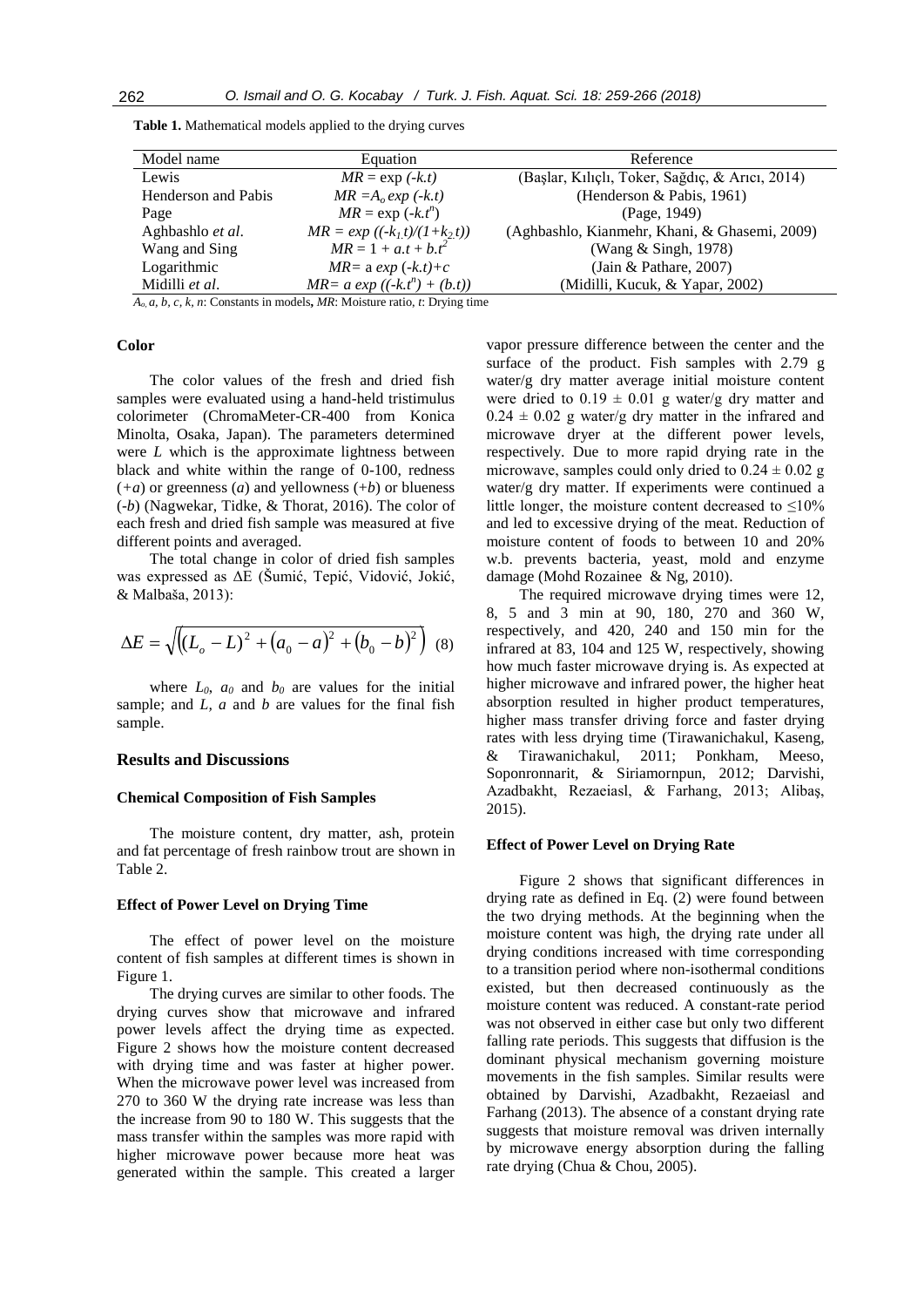**Table 1.** Mathematical models applied to the drying curves

| Model name | Equation | Reference |
|---|---|---|
| Lewis | $MR = \exp(-k.t)$ | (Başlar, Kılıçlı, Toker, Sağdıç, & Arıcı, 2014) |
| Henderson and Pabis | $MR = A_o \exp(-k.t)$ | (Henderson & Pabis, 1961) |
| Page | $MR = \exp(-k.t^n)$ | (Page, 1949) |
| Aghbashlo *et al.* | $MR = \exp((-k_1.t)/(1+k_2.t))$ | (Aghbashlo, Kianmehr, Khani, & Ghasemi, 2009) |
| Wang and Sing | $MR = 1 + a.t + b.t^2$ | (Wang & Singh, 1978) |
| Logarithmic | $MR = a \exp(-k.t)+c$ | (Jain & Pathare, 2007) |
| Midilli *et al.* | $MR = a \exp((-k.t^n) + (b.t))$ | (Midilli, Kucuk, & Yapar, 2002) |

$A_o$, $a$, $b$, $c$, $k$, $n$: Constants in models, $MR$: Moisture ratio, $t$: Drying time

#### Color

The color values of the fresh and dried fish samples were evaluated using a hand-held tristimulus colorimeter (ChromaMeter-CR-400 from Konica Minolta, Osaka, Japan). The parameters determined were $L$ which is the approximate lightness between black and white within the range of 0-100, redness ($+a$) or greenness ($a$) and yellowness ($+b$) or blueness ($-b$) (Nagwekar, Tidke, & Thorat, 2016). The color of each fresh and dried fish sample was measured at five different points and averaged.

The total change in color of dried fish samples was expressed as ΔE (Šumić, Tepić, Vidović, Jokić, & Malbaša, 2013):

$$\Delta E = \sqrt{\left((L_o - L)^2 + (a_0 - a)^2 + (b_0 - b)^2\right)} \quad (8)$$

where $L_0$, $a_0$ and $b_0$ are values for the initial sample; and $L$, $a$ and $b$ are values for the final fish sample.

## Results and Discussions

### Chemical Composition of Fish Samples

The moisture content, dry matter, ash, protein and fat percentage of fresh rainbow trout are shown in Table 2.

### Effect of Power Level on Drying Time

The effect of power level on the moisture content of fish samples at different times is shown in Figure 1.

The drying curves are similar to other foods. The drying curves show that microwave and infrared power levels affect the drying time as expected. Figure 2 shows how the moisture content decreased with drying time and was faster at higher power. When the microwave power level was increased from 270 to 360 W the drying rate increase was less than the increase from 90 to 180 W. This suggests that the mass transfer within the samples was more rapid with higher microwave power because more heat was generated within the sample. This created a larger vapor pressure difference between the center and the surface of the product. Fish samples with 2.79 g water/g dry matter average initial moisture content were dried to 0.19 ± 0.01 g water/g dry matter and 0.24 ± 0.02 g water/g dry matter in the infrared and microwave dryer at the different power levels, respectively. Due to more rapid drying rate in the microwave, samples could only dried to 0.24 ± 0.02 g water/g dry matter. If experiments were continued a little longer, the moisture content decreased to ≤10% and led to excessive drying of the meat. Reduction of moisture content of foods to between 10 and 20% w.b. prevents bacteria, yeast, mold and enzyme damage (Mohd Rozainee & Ng, 2010).

The required microwave drying times were 12, 8, 5 and 3 min at 90, 180, 270 and 360 W, respectively, and 420, 240 and 150 min for the infrared at 83, 104 and 125 W, respectively, showing how much faster microwave drying is. As expected at higher microwave and infrared power, the higher heat absorption resulted in higher product temperatures, higher mass transfer driving force and faster drying rates with less drying time (Tirawanichakul, Kaseng, & Tirawanichakul, 2011; Ponkham, Meeso, Soponronnarit, & Siriamornpun, 2012; Darvishi, Azadbakht, Rezaeiasl, & Farhang, 2013; Alibaş, 2015).

### Effect of Power Level on Drying Rate

Figure 2 shows that significant differences in drying rate as defined in Eq. (2) were found between the two drying methods. At the beginning when the moisture content was high, the drying rate under all drying conditions increased with time corresponding to a transition period where non-isothermal conditions existed, but then decreased continuously as the moisture content was reduced. A constant-rate period was not observed in either case but only two different falling rate periods. This suggests that diffusion is the dominant physical mechanism governing moisture movements in the fish samples. Similar results were obtained by Darvishi, Azadbakht, Rezaeiasl and Farhang (2013). The absence of a constant drying rate suggests that moisture removal was driven internally by microwave energy absorption during the falling rate drying (Chua & Chou, 2005).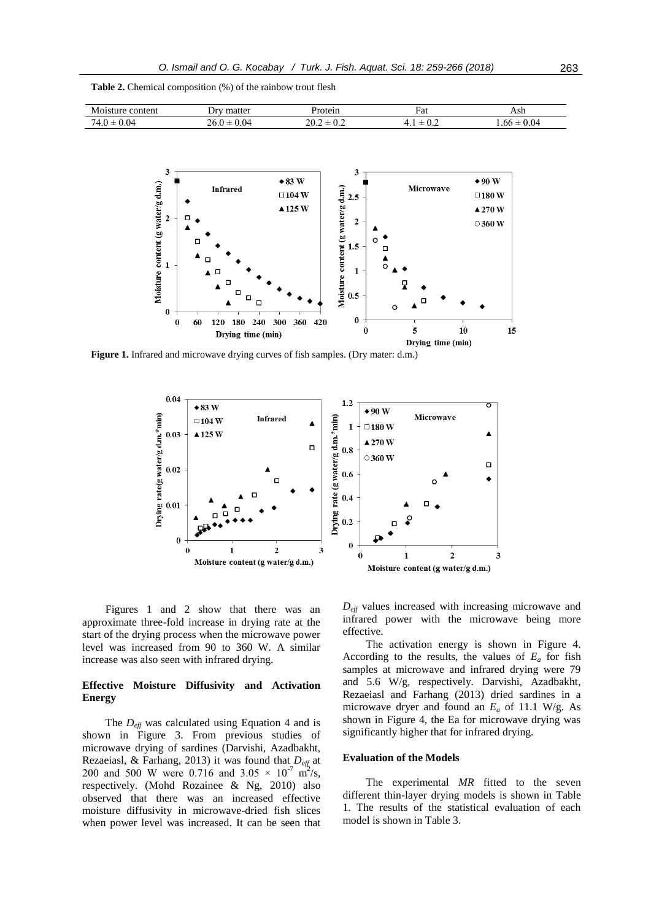**Table 2.** Chemical composition (%) of the rainbow trout flesh

| Moisture content | Dry matter | Protein | Fat | Ash |
|---|---|---|---|---|
| 74.0 ± 0.04 | 26.0 ± 0.04 | 20.2 ± 0.2 | 4.1 ± 0.2 | 1.66 ± 0.04 |

**Figure 1.** Infrared and microwave drying curves of fish samples. (Dry mater: d.m.)

Figures 1 and 2 show that there was an approximate three-fold increase in drying rate at the start of the drying process when the microwave power level was increased from 90 to 360 W. A similar increase was also seen with infrared drying.

## Effective Moisture Diffusivity and Activation Energy

The $D_{eff}$ was calculated using Equation 4 and is shown in Figure 3. From previous studies of microwave drying of sardines (Darvishi, Azadbakht, Rezaeiasl, & Farhang, 2013) it was found that $D_{eff}$ at 200 and 500 W were 0.716 and $3.05 \times 10^{-7}$ $m^2/s$, respectively. (Mohd Rozainee & Ng, 2010) also observed that there was an increased effective moisture diffusivity in microwave-dried fish slices when power level was increased. It can be seen that $D_{eff}$ values increased with increasing microwave and infrared power with the microwave being more effective.

The activation energy is shown in Figure 4. According to the results, the values of $E_a$ for fish samples at microwave and infrared drying were 79 and 5.6 W/g, respectively. Darvishi, Azadbakht, Rezaeiasl and Farhang (2013) dried sardines in a microwave dryer and found an $E_a$ of 11.1 W/g. As shown in Figure 4, the Ea for microwave drying was significantly higher that for infrared drying.

### Evaluation of the Models

The experimental *MR* fitted to the seven different thin-layer drying models is shown in Table 1. The results of the statistical evaluation of each model is shown in Table 3.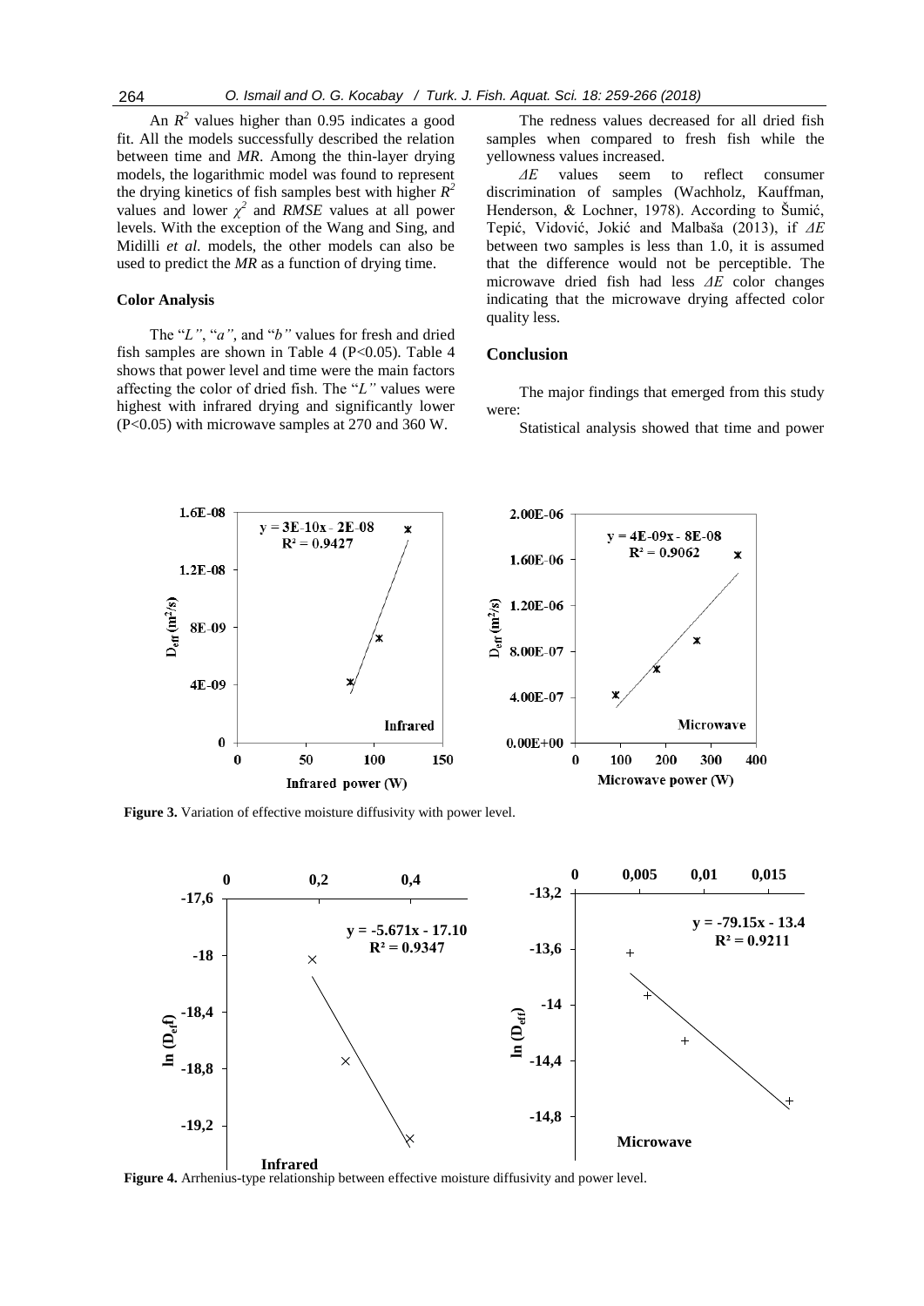An $R^2$ values higher than 0.95 indicates a good fit. All the models successfully described the relation between time and *MR*. Among the thin-layer drying models, the logarithmic model was found to represent the drying kinetics of fish samples best with higher $R^2$ values and lower $\chi^2$ and *RMSE* values at all power levels. With the exception of the Wang and Sing, and Midilli *et al.* models, the other models can also be used to predict the *MR* as a function of drying time.

### Color Analysis

The "*L"*, "*a"*, and "*b"* values for fresh and dried fish samples are shown in Table 4 ($P<0.05$). Table 4 shows that power level and time were the main factors affecting the color of dried fish. The "*L"* values were highest with infrared drying and significantly lower ($P<0.05$) with microwave samples at 270 and 360 W.

The redness values decreased for all dried fish samples when compared to fresh fish while the yellowness values increased.

$\Delta E$ values seem to reflect consumer discrimination of samples (Wachholz, Kauffman, Henderson, & Lochner, 1978). According to Šumić, Tepić, Vidović, Jokić and Malbaša (2013), if $\Delta E$ between two samples is less than 1.0, it is assumed that the difference would not be perceptible. The microwave dried fish had less $\Delta E$ color changes indicating that the microwave drying affected color quality less.

## Conclusion

The major findings that emerged from this study were:

Statistical analysis showed that time and power

**Figure 3.** Variation of effective moisture diffusivity with power level.

**Figure 4.** Arrhenius-type relationship between effective moisture diffusivity and power level.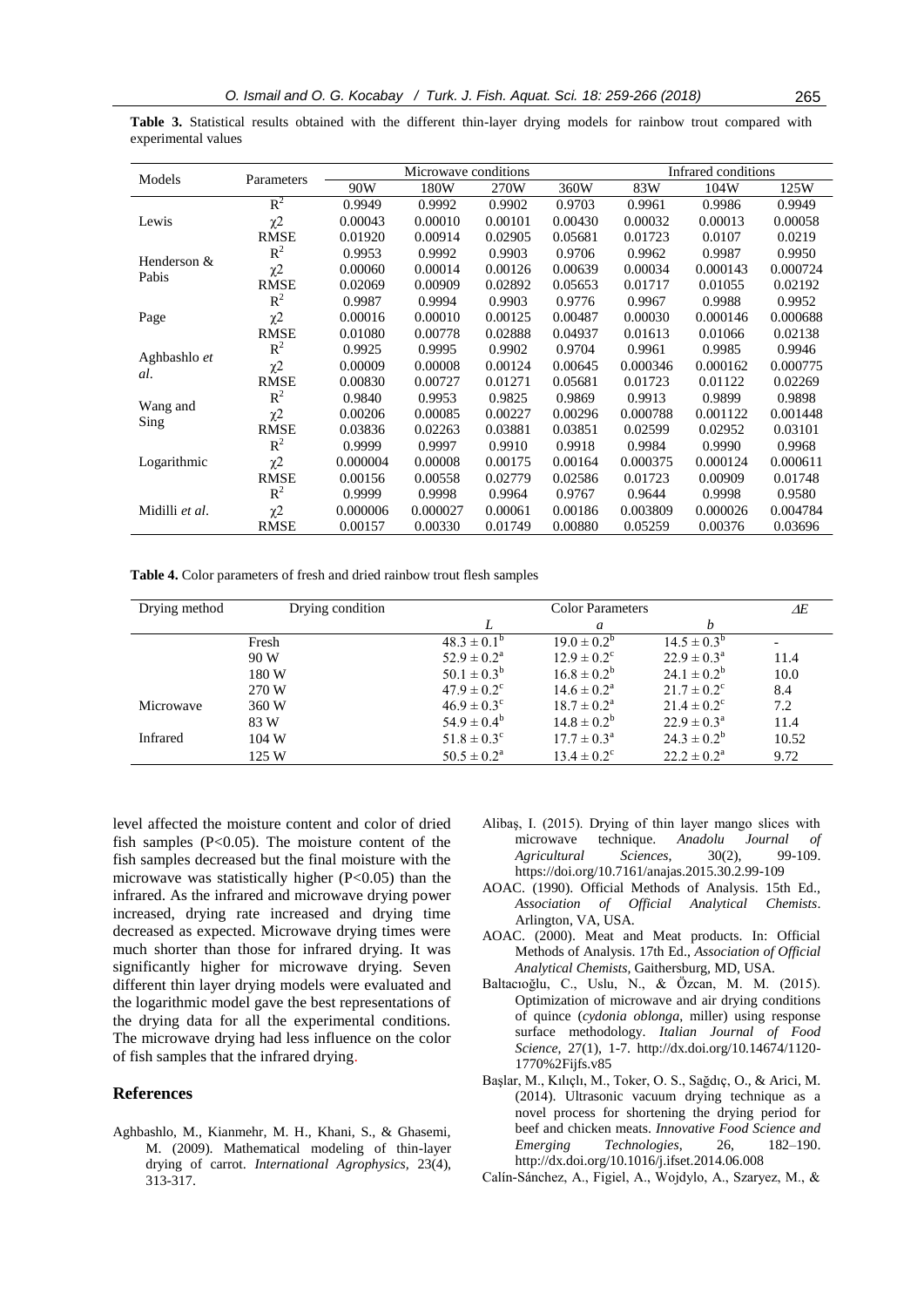**Table 3.** Statistical results obtained with the different thin-layer drying models for rainbow trout compared with experimental values

| Models | Parameters | Microwave conditions | | | | Infrared conditions | | |
|---|---|---|---|---|---|---|---|---|
| | | 90W | 180W | 270W | 360W | 83W | 104W | 125W |
| Lewis | $R^2$ | 0.9949 | 0.9992 | 0.9902 | 0.9703 | 0.9961 | 0.9986 | 0.9949 |
| | $\chi 2$ | 0.00043 | 0.00010 | 0.00101 | 0.00430 | 0.00032 | 0.00013 | 0.00058 |
| | RMSE | 0.01920 | 0.00914 | 0.02905 | 0.05681 | 0.01723 | 0.0107 | 0.0219 |
| Henderson & Pabis | $R^2$ | 0.9953 | 0.9992 | 0.9903 | 0.9706 | 0.9962 | 0.9987 | 0.9950 |
| | $\chi 2$ | 0.00060 | 0.00014 | 0.00126 | 0.00639 | 0.00034 | 0.000143 | 0.000724 |
| | RMSE | 0.02069 | 0.00909 | 0.02892 | 0.05653 | 0.01717 | 0.01055 | 0.02192 |
| Page | $R^2$ | 0.9987 | 0.9994 | 0.9903 | 0.9776 | 0.9967 | 0.9988 | 0.9952 |
| | $\chi 2$ | 0.00016 | 0.00010 | 0.00125 | 0.00487 | 0.00030 | 0.000146 | 0.000688 |
| | RMSE | 0.01080 | 0.00778 | 0.02888 | 0.04937 | 0.01613 | 0.01066 | 0.02138 |
| Aghbashlo *et al*. | $R^2$ | 0.9925 | 0.9995 | 0.9902 | 0.9704 | 0.9961 | 0.9985 | 0.9946 |
| | $\chi 2$ | 0.00009 | 0.00008 | 0.00124 | 0.00645 | 0.000346 | 0.000162 | 0.000775 |
| | RMSE | 0.00830 | 0.00727 | 0.01271 | 0.05681 | 0.01723 | 0.01122 | 0.02269 |
| Wang and Sing | $R^2$ | 0.9840 | 0.9953 | 0.9825 | 0.9869 | 0.9913 | 0.9899 | 0.9898 |
| | $\chi 2$ | 0.00206 | 0.00085 | 0.00227 | 0.00296 | 0.000788 | 0.001122 | 0.001448 |
| | RMSE | 0.03836 | 0.02263 | 0.03881 | 0.03851 | 0.02599 | 0.02952 | 0.03101 |
| Logarithmic | $R^2$ | 0.9999 | 0.9997 | 0.9910 | 0.9918 | 0.9984 | 0.9990 | 0.9968 |
| | $\chi 2$ | 0.000004 | 0.00008 | 0.00175 | 0.00164 | 0.000375 | 0.000124 | 0.000611 |
| | RMSE | 0.00156 | 0.00558 | 0.02779 | 0.02586 | 0.01723 | 0.00909 | 0.01748 |
| Midilli *et al*. | $R^2$ | 0.9999 | 0.9998 | 0.9964 | 0.9767 | 0.9644 | 0.9998 | 0.9580 |
| | $\chi 2$ | 0.000006 | 0.000027 | 0.00061 | 0.00186 | 0.003809 | 0.000026 | 0.004784 |
| | RMSE | 0.00157 | 0.00330 | 0.01749 | 0.00880 | 0.05259 | 0.00376 | 0.03696 |

**Table 4.** Color parameters of fresh and dried rainbow trout flesh samples

| Drying method | Drying condition | Color Parameters | | | $\Delta E$ |
|---|---|---|---|---|---|
| | | *L* | *a* | *b* | |
| | Fresh | $48.3 \pm 0.1^b$ | $19.0 \pm 0.2^b$ | $14.5 \pm 0.3^b$ | - |
| Microwave | 90 W | $52.9 \pm 0.2^a$ | $12.9 \pm 0.2^c$ | $22.9 \pm 0.3^a$ | 11.4 |
| | 180 W | $50.1 \pm 0.3^b$ | $16.8 \pm 0.2^b$ | $24.1 \pm 0.2^b$ | 10.0 |
| | 270 W | $47.9 \pm 0.2^c$ | $14.6 \pm 0.2^a$ | $21.7 \pm 0.2^c$ | 8.4 |
| | 360 W | $46.9 \pm 0.3^c$ | $18.7 \pm 0.2^a$ | $21.4 \pm 0.2^c$ | 7.2 |
| Infrared | 83 W | $54.9 \pm 0.4^b$ | $14.8 \pm 0.2^b$ | $22.9 \pm 0.3^a$ | 11.4 |
| | 104 W | $51.8 \pm 0.3^c$ | $17.7 \pm 0.3^a$ | $24.3 \pm 0.2^b$ | 10.52 |
| | 125 W | $50.5 \pm 0.2^a$ | $13.4 \pm 0.2^c$ | $22.2 \pm 0.2^a$ | 9.72 |

level affected the moisture content and color of dried fish samples ($P<0.05$). The moisture content of the fish samples decreased but the final moisture with the microwave was statistically higher ($P<0.05$) than the infrared. As the infrared and microwave drying power increased, drying rate increased and drying time decreased as expected. Microwave drying times were much shorter than those for infrared drying. It was significantly higher for microwave drying. Seven different thin layer drying models were evaluated and the logarithmic model gave the best representations of the drying data for all the experimental conditions. The microwave drying had less influence on the color of fish samples that the infrared drying.

## References

Aghbashlo, M., Kianmehr, M. H., Khani, S., & Ghasemi, M. (2009). Mathematical modeling of thin-layer drying of carrot. *International Agrophysics*, 23(4), 313-317.

Alibaş, I. (2015). Drying of thin layer mango slices with microwave technique. *Anadolu Journal of Agricultural Sciences*, 30(2), 99-109. https://doi.org/10.7161/anajas.2015.30.2.99-109

AOAC. (1990). Official Methods of Analysis. 15th Ed., *Association of Official Analytical Chemists*. Arlington, VA, USA.

AOAC. (2000). Meat and Meat products. In: Official Methods of Analysis. 17th Ed., *Association of Official Analytical Chemists*, Gaithersburg, MD, USA.

Baltacıoğlu, C., Uslu, N., & Özcan, M. M. (2015). Optimization of microwave and air drying conditions of quince (*cydonia oblonga*, miller) using response surface methodology. *Italian Journal of Food Science*, 27(1), 1-7. http://dx.doi.org/10.14674/1120-1770%2Fijfs.v85

Başlar, M., Kılıçlı, M., Toker, O. S., Sağdıç, O., & Arici, M. (2014). Ultrasonic vacuum drying technique as a novel process for shortening the drying period for beef and chicken meats. *Innovative Food Science and Emerging Technologies*, 26, 182–190. http://dx.doi.org/10.1016/j.ifset.2014.06.008

Calín-Sánchez, A., Figiel, A., Wojdylo, A., Szaryez, M., &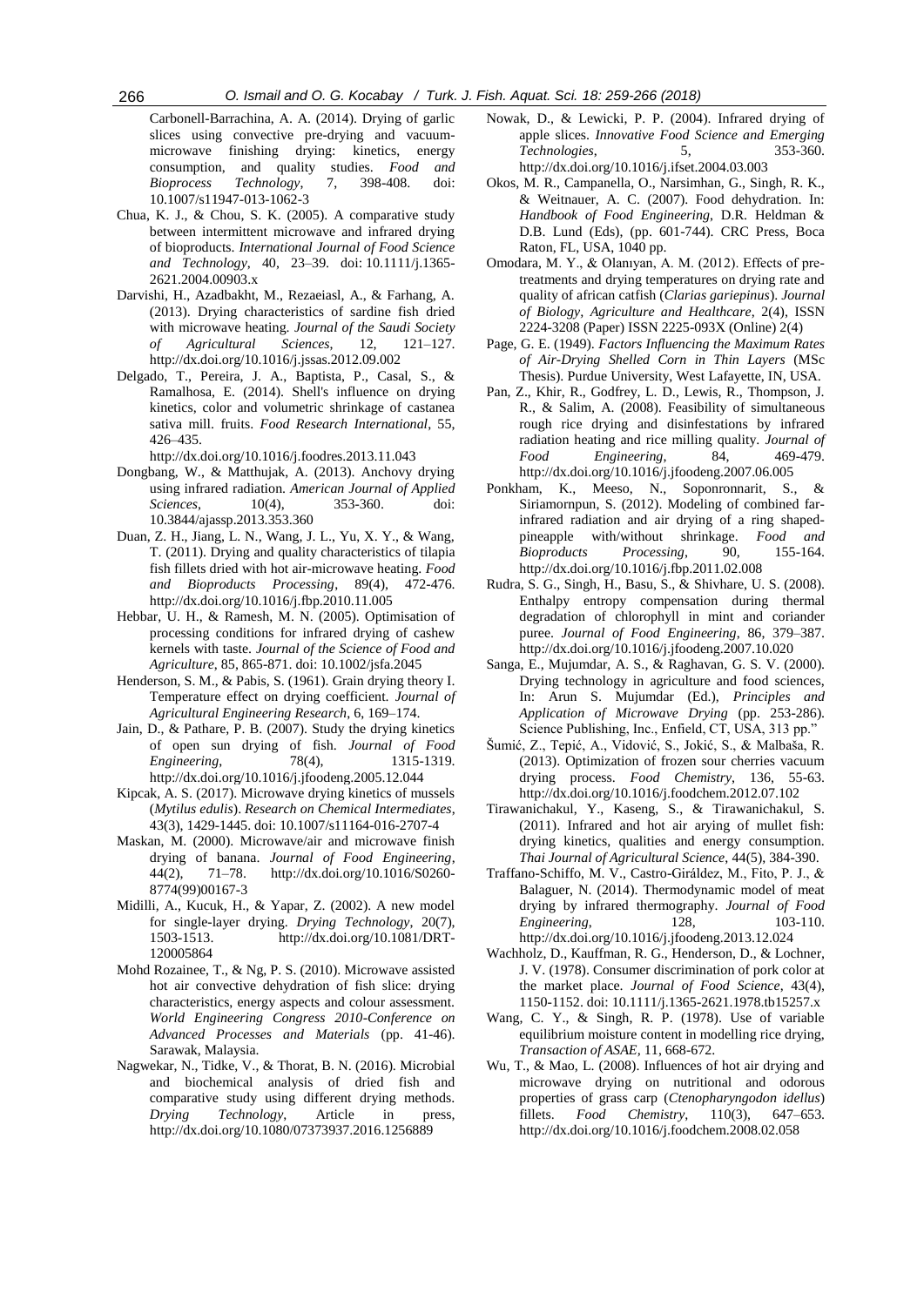Carbonell-Barrachina, A. A. (2014). Drying of garlic slices using convective pre-drying and vacuum-microwave finishing drying: kinetics, energy consumption, and quality studies. *Food and Bioprocess Technology*, 7, 398-408. doi: 10.1007/s11947-013-1062-3

Chua, K. J., & Chou, S. K. (2005). A comparative study between intermittent microwave and infrared drying of bioproducts. *International Journal of Food Science and Technology*, 40, 23–39. doi: 10.1111/j.1365-2621.2004.00903.x

Darvishi, H., Azadbakht, M., Rezaeiasl, A., & Farhang, A. (2013). Drying characteristics of sardine fish dried with microwave heating. *Journal of the Saudi Society of Agricultural Sciences*, 12, 121–127. http://dx.doi.org/10.1016/j.jssas.2012.09.002

Delgado, T., Pereira, J. A., Baptista, P., Casal, S., & Ramalhosa, E. (2014). Shell's influence on drying kinetics, color and volumetric shrinkage of castanea sativa mill. fruits. *Food Research International*, 55, 426–435. http://dx.doi.org/10.1016/j.foodres.2013.11.043

Dongbang, W., & Matthujak, A. (2013). Anchovy drying using infrared radiation. *American Journal of Applied Sciences*, 10(4), 353-360. doi: 10.3844/ajassp.2013.353.360

Duan, Z. H., Jiang, L. N., Wang, J. L., Yu, X. Y., & Wang, T. (2011). Drying and quality characteristics of tilapia fish fillets dried with hot air-microwave heating. *Food and Bioproducts Processing*, 89(4), 472-476. http://dx.doi.org/10.1016/j.fbp.2010.11.005

Hebbar, U. H., & Ramesh, M. N. (2005). Optimisation of processing conditions for infrared drying of cashew kernels with taste. *Journal of the Science of Food and Agriculture*, 85, 865-871. doi: 10.1002/jsfa.2045

Henderson, S. M., & Pabis, S. (1961). Grain drying theory I. Temperature effect on drying coefficient. *Journal of Agricultural Engineering Research*, 6, 169–174.

Jain, D., & Pathare, P. B. (2007). Study the drying kinetics of open sun drying of fish. *Journal of Food Engineering*, 78(4), 1315-1319. http://dx.doi.org/10.1016/j.jfoodeng.2005.12.044

Kipcak, A. S. (2017). Microwave drying kinetics of mussels (*Mytilus edulis*). *Research on Chemical Intermediates*, 43(3), 1429-1445. doi: 10.1007/s11164-016-2707-4

Maskan, M. (2000). Microwave/air and microwave finish drying of banana. *Journal of Food Engineering*, 44(2), 71–78. http://dx.doi.org/10.1016/S0260-8774(99)00167-3

Midilli, A., Kucuk, H., & Yapar, Z. (2002). A new model for single-layer drying. *Drying Technology*, 20(7), 1503-1513. http://dx.doi.org/10.1081/DRT-120005864

Mohd Rozainee, T., & Ng, P. S. (2010). Microwave assisted hot air convective dehydration of fish slice: drying characteristics, energy aspects and colour assessment. *World Engineering Congress 2010-Conference on Advanced Processes and Materials* (pp. 41-46). Sarawak, Malaysia.

Nagwekar, N., Tidke, V., & Thorat, B. N. (2016). Microbial and biochemical analysis of dried fish and comparative study using different drying methods. *Drying Technology*, Article in press, http://dx.doi.org/10.1080/07373937.2016.1256889

Nowak, D., & Lewicki, P. P. (2004). Infrared drying of apple slices. *Innovative Food Science and Emerging Technologies*, 5, 353-360. http://dx.doi.org/10.1016/j.ifset.2004.03.003

Okos, M. R., Campanella, O., Narsimhan, G., Singh, R. K., & Weitnauer, A. C. (2007). Food dehydration. In: *Handbook of Food Engineering*, D.R. Heldman & D.B. Lund (Eds), (pp. 601-744). CRC Press, Boca Raton, FL, USA, 1040 pp.

Omodara, M. Y., & Olanıyan, A. M. (2012). Effects of pre-treatments and drying temperatures on drying rate and quality of african catfish (*Clarias gariepinus*). *Journal of Biology, Agriculture and Healthcare*, 2(4), ISSN 2224-3208 (Paper) ISSN 2225-093X (Online) 2(4)

Page, G. E. (1949). *Factors Influencing the Maximum Rates of Air-Drying Shelled Corn in Thin Layers* (MSc Thesis). Purdue University, West Lafayette, IN, USA.

Pan, Z., Khir, R., Godfrey, L. D., Lewis, R., Thompson, J. R., & Salim, A. (2008). Feasibility of simultaneous rough rice drying and disinfestations by infrared radiation heating and rice milling quality. *Journal of Food Engineering*, 84, 469-479. http://dx.doi.org/10.1016/j.jfoodeng.2007.06.005

Ponkham, K., Meeso, N., Soponronnarit, S., & Siriamornpun, S. (2012). Modeling of combined far-infrared radiation and air drying of a ring shaped-pineapple with/without shrinkage. *Food and Bioproducts Processing*, 90, 155-164. http://dx.doi.org/10.1016/j.fbp.2011.02.008

Rudra, S. G., Singh, H., Basu, S., & Shivhare, U. S. (2008). Enthalpy entropy compensation during thermal degradation of chlorophyll in mint and coriander puree. *Journal of Food Engineering*, 86, 379–387. http://dx.doi.org/10.1016/j.jfoodeng.2007.10.020

Sanga, E., Mujumdar, A. S., & Raghavan, G. S. V. (2000). Drying technology in agriculture and food sciences, In: Arun S. Mujumdar (Ed.), *Principles and Application of Microwave Drying* (pp. 253-286). Science Publishing, Inc., Enfield, CT, USA, 313 pp."

Šumić, Z., Tepić, A., Vidović, S., Jokić, S., & Malbaša, R. (2013). Optimization of frozen sour cherries vacuum drying process. *Food Chemistry*, 136, 55-63. http://dx.doi.org/10.1016/j.foodchem.2012.07.102

Tirawanichakul, Y., Kaseng, S., & Tirawanichakul, S. (2011). Infrared and hot air arying of mullet fish: drying kinetics, qualities and energy consumption. *Thai Journal of Agricultural Science*, 44(5), 384-390.

Traffano-Schiffo, M. V., Castro-Giráldez, M., Fito, P. J., & Balaguer, N. (2014). Thermodynamic model of meat drying by infrared thermography. *Journal of Food Engineering*, 128, 103-110. http://dx.doi.org/10.1016/j.jfoodeng.2013.12.024

Wachholz, D., Kauffman, R. G., Henderson, D., & Lochner, J. V. (1978). Consumer discrimination of pork color at the market place. *Journal of Food Science*, 43(4), 1150-1152. doi: 10.1111/j.1365-2621.1978.tb15257.x

Wang, C. Y., & Singh, R. P. (1978). Use of variable equilibrium moisture content in modelling rice drying, *Transaction of ASAE*, 11, 668-672.

Wu, T., & Mao, L. (2008). Influences of hot air drying and microwave drying on nutritional and odorous properties of grass carp (*Ctenopharyngodon idellus*) fillets. *Food Chemistry*, 110(3), 647–653. http://dx.doi.org/10.1016/j.foodchem.2008.02.058